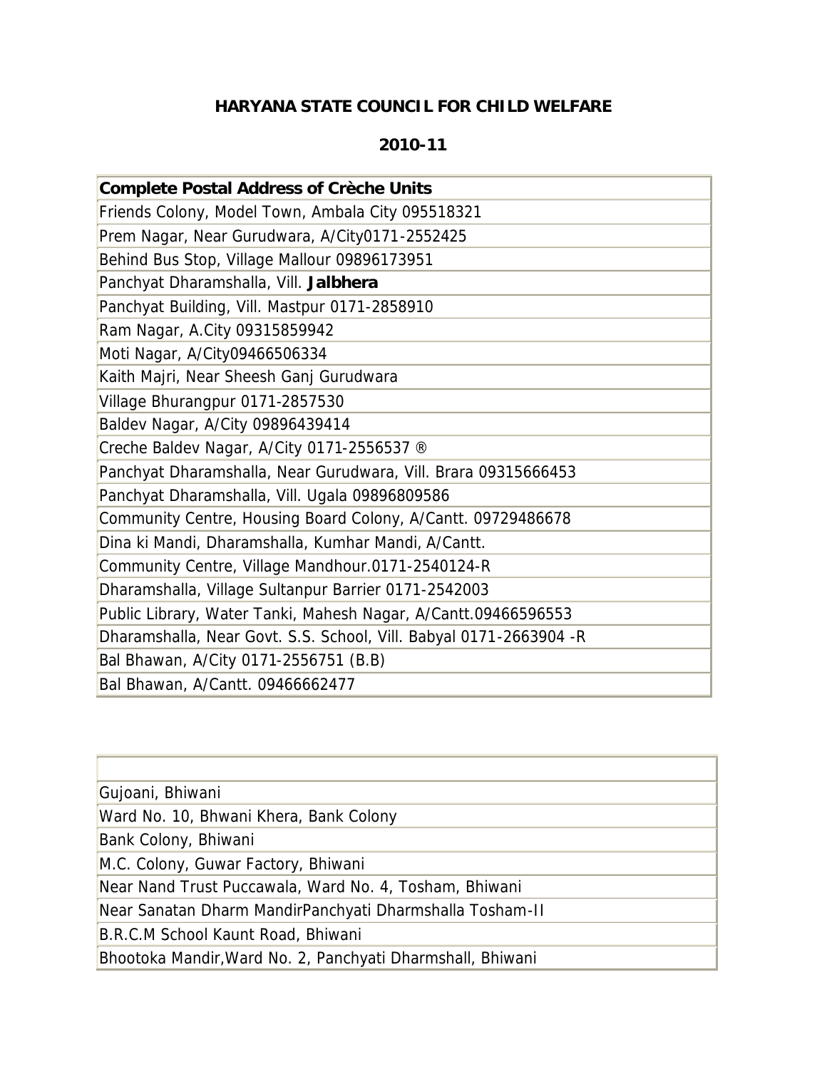**HARYANA STATE COUNCIL FOR CHILD WELFARE**

**2010-11**

| Complete Postal Address of Crèche Units |
| --- |
| Friends Colony, Model Town, Ambala City 095518321 |
| Prem Nagar, Near Gurudwara, A/City0171-2552425 |
| Behind Bus Stop, Village Mallour 09896173951 |
| Panchyat Dharamshalla, Vill. **Jalbhera** |
| Panchyat Building, Vill. Mastpur 0171-2858910 |
| Ram Nagar, A.City 09315859942 |
| Moti Nagar, A/City09466506334 |
| Kaith Majri, Near Sheesh Ganj Gurudwara |
| Village Bhurangpur 0171-2857530 |
| Baldev Nagar, A/City 09896439414 |
| Creche Baldev Nagar, A/City 0171-2556537 ® |
| Panchyat Dharamshalla, Near Gurudwara, Vill. Brara 09315666453 |
| Panchyat Dharamshalla, Vill. Ugala 09896809586 |
| Community Centre, Housing Board Colony, A/Cantt. 09729486678 |
| Dina ki Mandi, Dharamshalla, Kumhar Mandi, A/Cantt. |
| Community Centre, Village Mandhour.0171-2540124-R |
| Dharamshalla, Village Sultanpur Barrier 0171-2542003 |
| Public Library, Water Tanki, Mahesh Nagar, A/Cantt.09466596553 |
| Dharamshalla, Near Govt. S.S. School, Vill. Babyal 0171-2663904 -R |
| Bal Bhawan, A/City 0171-2556751 (B.B) |
| Bal Bhawan, A/Cantt. 09466662477 |

| |
| --- |
| Gujoani, Bhiwani |
| Ward No. 10, Bhwani Khera, Bank Colony |
| Bank Colony, Bhiwani |
| M.C. Colony, Guwar Factory, Bhiwani |
| Near Nand Trust Puccawala, Ward No. 4, Tosham, Bhiwani |
| Near Sanatan Dharm MandirPanchyati Dharmshalla Tosham-II |
| B.R.C.M School Kaunt Road, Bhiwani |
| Bhootoka Mandir,Ward No. 2, Panchyati Dharmshall, Bhiwani |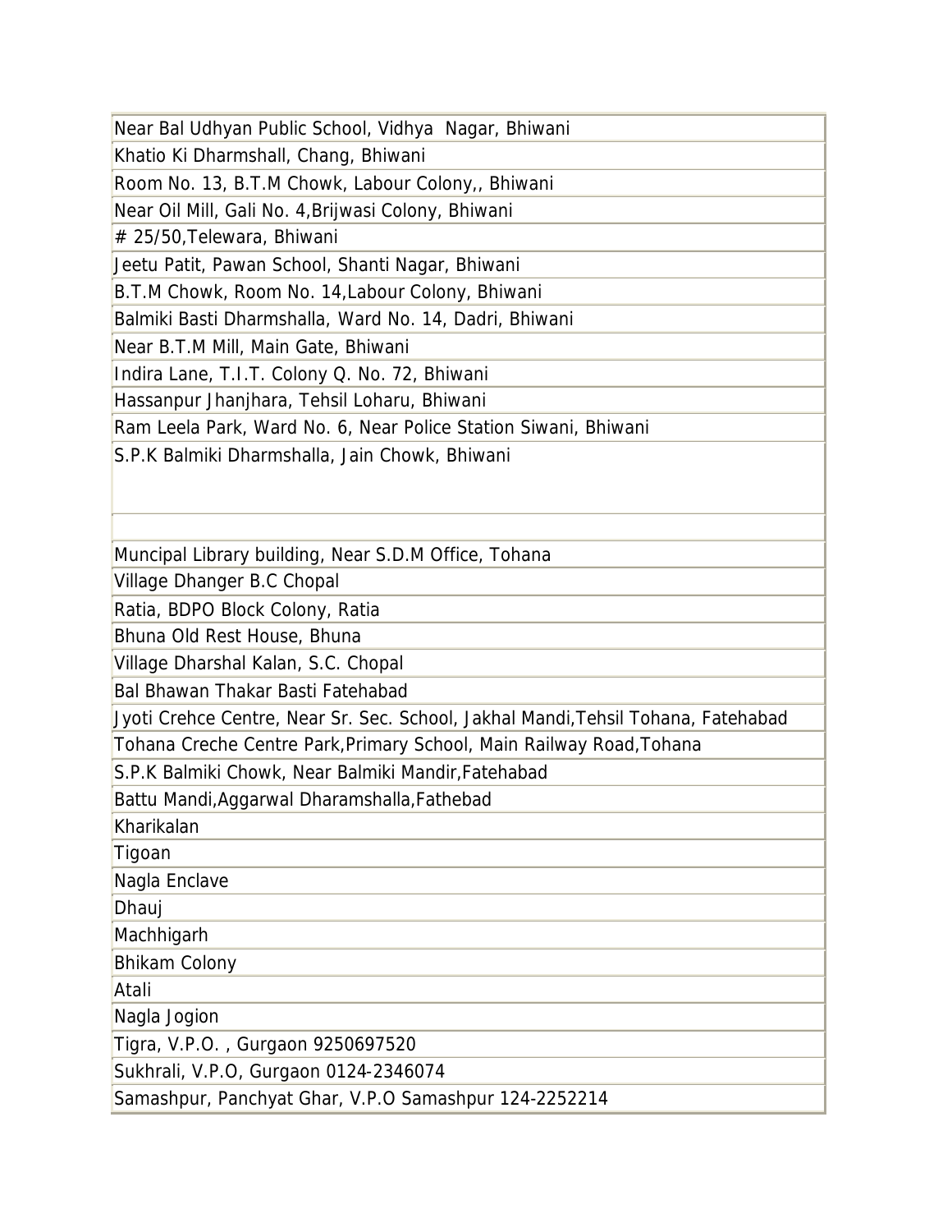| |
|---|
| Near Bal Udhyan Public School, Vidhya Nagar, Bhiwani |
| Khatio Ki Dharmshall, Chang, Bhiwani |
| Room No. 13, B.T.M Chowk, Labour Colony,, Bhiwani |
| Near Oil Mill, Gali No. 4,Brijwasi Colony, Bhiwani |
| # 25/50,Telewara, Bhiwani |
| Jeetu Patit, Pawan School, Shanti Nagar, Bhiwani |
| B.T.M Chowk, Room No. 14,Labour Colony, Bhiwani |
| Balmiki Basti Dharmshalla, Ward No. 14, Dadri, Bhiwani |
| Near B.T.M Mill, Main Gate, Bhiwani |
| Indira Lane, T.I.T. Colony Q. No. 72, Bhiwani |
| Hassanpur Jhanjhara, Tehsil Loharu, Bhiwani |
| Ram Leela Park, Ward No. 6, Near Police Station Siwani, Bhiwani |
| S.P.K Balmiki Dharmshalla, Jain Chowk, Bhiwani |
| |
| Muncipal Library building, Near S.D.M Office, Tohana |
| Village Dhanger B.C Chopal |
| Ratia, BDPO Block Colony, Ratia |
| Bhuna Old Rest House, Bhuna |
| Village Dharshal Kalan, S.C. Chopal |
| Bal Bhawan Thakar Basti Fatehabad |
| Jyoti Crehce Centre, Near Sr. Sec. School, Jakhal Mandi,Tehsil Tohana, Fatehabad |
| Tohana Creche Centre Park,Primary School, Main Railway Road,Tohana |
| S.P.K Balmiki Chowk, Near Balmiki Mandir,Fatehabad |
| Battu Mandi,Aggarwal Dharamshalla,Fathebad |
| Kharikalan |
| Tigoan |
| Nagla Enclave |
| Dhauj |
| Machhigarh |
| Bhikam Colony |
| Atali |
| Nagla Jogion |
| Tigra, V.P.O. , Gurgaon 9250697520 |
| Sukhrali, V.P.O, Gurgaon 0124-2346074 |
| Samashpur, Panchyat Ghar, V.P.O Samashpur 124-2252214 |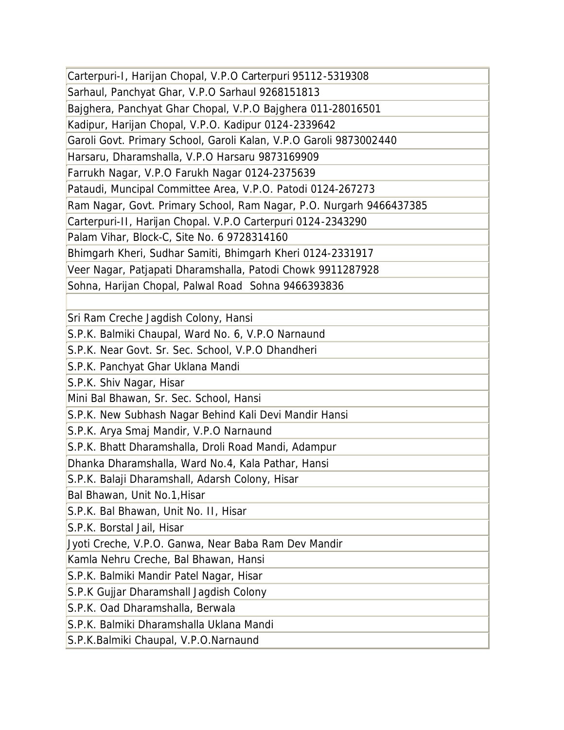| |
|---|
| Carterpuri-I, Harijan Chopal, V.P.O Carterpuri 95112-5319308 |
| Sarhaul, Panchyat Ghar, V.P.O Sarhaul 9268151813 |
| Bajghera, Panchyat Ghar Chopal, V.P.O Bajghera 011-28016501 |
| Kadipur, Harijan Chopal, V.P.O. Kadipur 0124-2339642 |
| Garoli Govt. Primary School, Garoli Kalan, V.P.O Garoli 9873002440 |
| Harsaru, Dharamshalla, V.P.O Harsaru 9873169909 |
| Farrukh Nagar, V.P.O Farukh Nagar 0124-2375639 |
| Pataudi, Muncipal Committee Area, V.P.O. Patodi 0124-267273 |
| Ram Nagar, Govt. Primary School, Ram Nagar, P.O. Nurgarh 9466437385 |
| Carterpuri-II, Harijan Chopal. V.P.O Carterpuri 0124-2343290 |
| Palam Vihar, Block-C, Site No. 6 9728314160 |
| Bhimgarh Kheri, Sudhar Samiti, Bhimgarh Kheri 0124-2331917 |
| Veer Nagar, Patjapati Dharamshalla, Patodi Chowk 9911287928 |
| Sohna, Harijan Chopal, Palwal Road Sohna 9466393836 |
| |
| Sri Ram Creche Jagdish Colony, Hansi |
| S.P.K. Balmiki Chaupal, Ward No. 6, V.P.O Narnaund |
| S.P.K. Near Govt. Sr. Sec. School, V.P.O Dhandheri |
| S.P.K. Panchyat Ghar Uklana Mandi |
| S.P.K. Shiv Nagar, Hisar |
| Mini Bal Bhawan, Sr. Sec. School, Hansi |
| S.P.K. New Subhash Nagar Behind Kali Devi Mandir Hansi |
| S.P.K. Arya Smaj Mandir, V.P.O Narnaund |
| S.P.K. Bhatt Dharamshalla, Droli Road Mandi, Adampur |
| Dhanka Dharamshalla, Ward No.4, Kala Pathar, Hansi |
| S.P.K. Balaji Dharamshall, Adarsh Colony, Hisar |
| Bal Bhawan, Unit No.1,Hisar |
| S.P.K. Bal Bhawan, Unit No. II, Hisar |
| S.P.K. Borstal Jail, Hisar |
| Jyoti Creche, V.P.O. Ganwa, Near Baba Ram Dev Mandir |
| Kamla Nehru Creche, Bal Bhawan, Hansi |
| S.P.K. Balmiki Mandir Patel Nagar, Hisar |
| S.P.K Gujjar Dharamshall Jagdish Colony |
| S.P.K. Oad Dharamshalla, Berwala |
| S.P.K. Balmiki Dharamshalla Uklana Mandi |
| S.P.K.Balmiki Chaupal, V.P.O.Narnaund |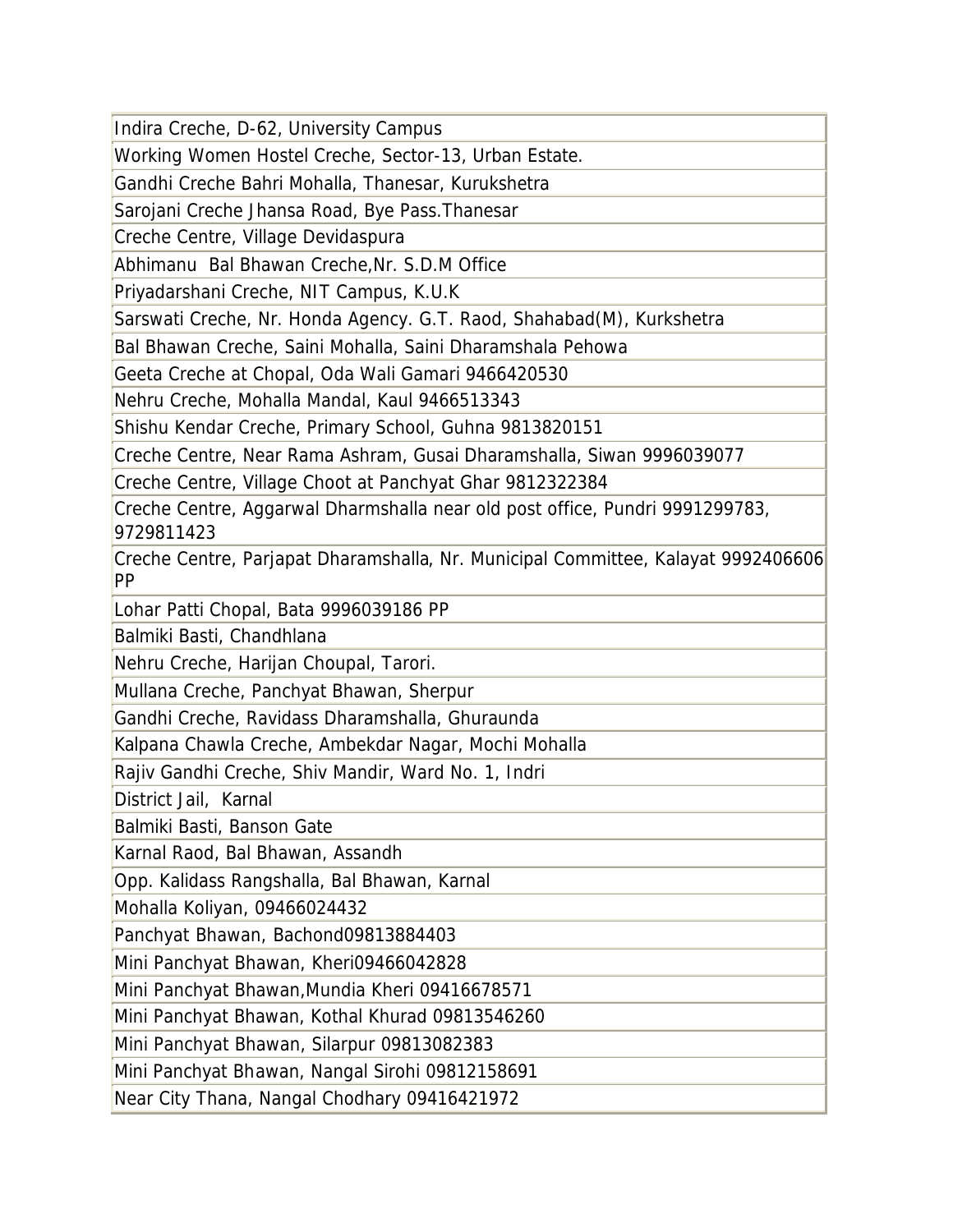| |
|---|
| Indira Creche, D-62, University Campus |
| Working Women Hostel Creche, Sector-13, Urban Estate. |
| Gandhi Creche Bahri Mohalla, Thanesar, Kurukshetra |
| Sarojani Creche Jhansa Road, Bye Pass.Thanesar |
| Creche Centre, Village Devidaspura |
| Abhimanu  Bal Bhawan Creche,Nr. S.D.M Office |
| Priyadarshani Creche, NIT Campus, K.U.K |
| Sarswati Creche, Nr. Honda Agency. G.T. Raod, Shahabad(M), Kurkshetra |
| Bal Bhawan Creche, Saini Mohalla, Saini Dharamshala Pehowa |
| Geeta Creche at Chopal, Oda Wali Gamari 9466420530 |
| Nehru Creche, Mohalla Mandal, Kaul 9466513343 |
| Shishu Kendar Creche, Primary School, Guhna 9813820151 |
| Creche Centre, Near Rama Ashram, Gusai Dharamshalla, Siwan 9996039077 |
| Creche Centre, Village Choot at Panchyat Ghar 9812322384 |
| Creche Centre, Aggarwal Dharmshalla near old post office, Pundri 9991299783, 9729811423 |
| Creche Centre, Parjapat Dharamshalla, Nr. Municipal Committee, Kalayat 9992406606 PP |
| Lohar Patti Chopal, Bata 9996039186 PP |
| Balmiki Basti, Chandhlana |
| Nehru Creche, Harijan Choupal, Tarori. |
| Mullana Creche, Panchyat Bhawan, Sherpur |
| Gandhi Creche, Ravidass Dharamshalla, Ghuraunda |
| Kalpana Chawla Creche, Ambekdar Nagar, Mochi Mohalla |
| Rajiv Gandhi Creche, Shiv Mandir, Ward No. 1, Indri |
| District Jail,  Karnal |
| Balmiki Basti, Banson Gate |
| Karnal Raod, Bal Bhawan, Assandh |
| Opp. Kalidass Rangshalla, Bal Bhawan, Karnal |
| Mohalla Koliyan, 09466024432 |
| Panchyat Bhawan, Bachond09813884403 |
| Mini Panchyat Bhawan, Kheri09466042828 |
| Mini Panchyat Bhawan,Mundia Kheri 09416678571 |
| Mini Panchyat Bhawan, Kothal Khurad 09813546260 |
| Mini Panchyat Bhawan, Silarpur 09813082383 |
| Mini Panchyat Bhawan, Nangal Sirohi 09812158691 |
| Near City Thana, Nangal Chodhary 09416421972 |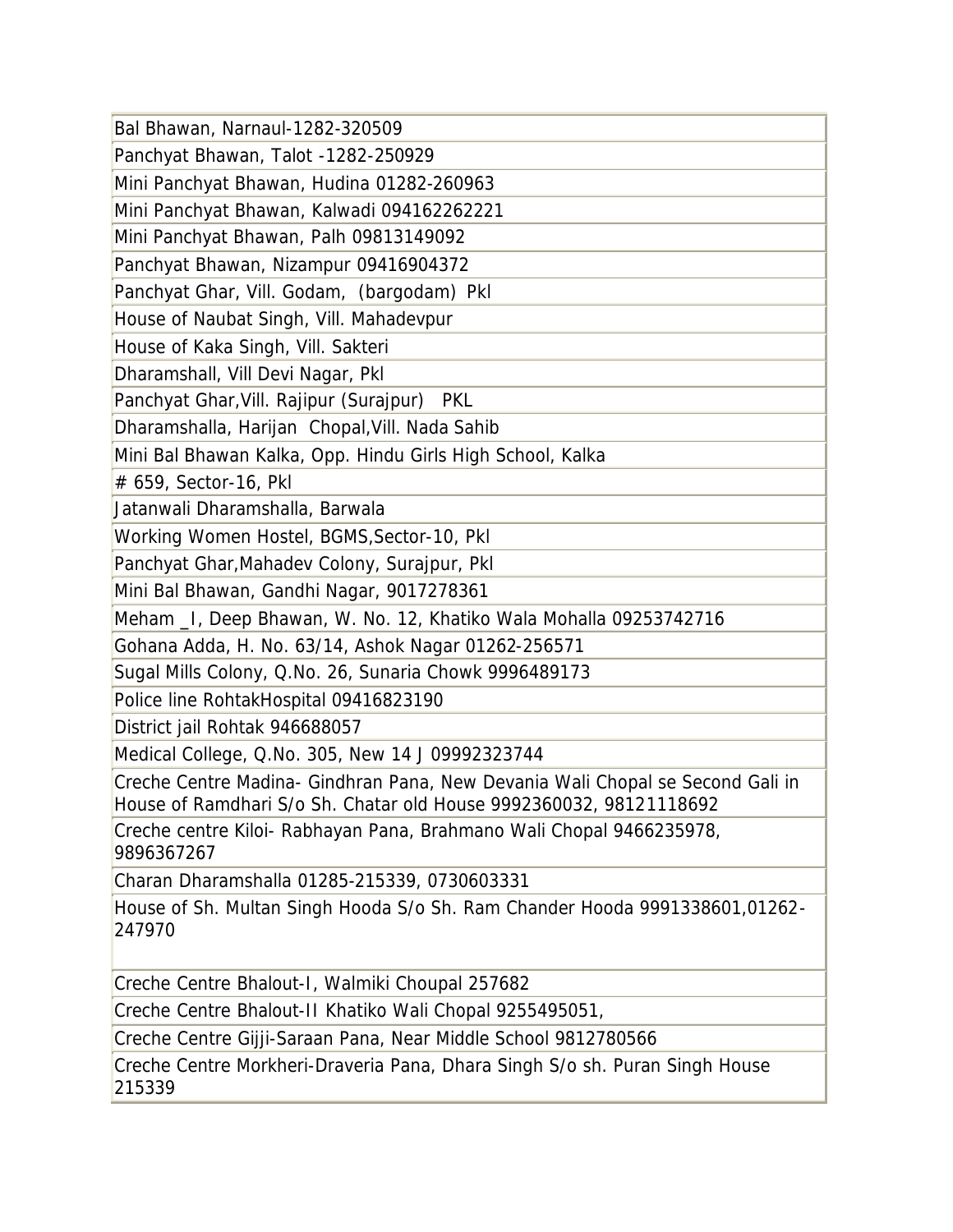| Bal Bhawan, Narnaul-1282-320509 |
|---|
| Panchyat Bhawan, Talot -1282-250929 |
| Mini Panchyat Bhawan, Hudina 01282-260963 |
| Mini Panchyat Bhawan, Kalwadi 094162262221 |
| Mini Panchyat Bhawan, Palh 09813149092 |
| Panchyat Bhawan, Nizampur 09416904372 |
| Panchyat Ghar, Vill. Godam, (bargodam) Pkl |
| House of Naubat Singh, Vill. Mahadevpur |
| House of Kaka Singh, Vill. Sakteri |
| Dharamshall, Vill Devi Nagar, Pkl |
| Panchyat Ghar,Vill. Rajipur (Surajpur) PKL |
| Dharamshalla, Harijan Chopal,Vill. Nada Sahib |
| Mini Bal Bhawan Kalka, Opp. Hindu Girls High School, Kalka |
| # 659, Sector-16, Pkl |
| Jatanwali Dharamshalla, Barwala |
| Working Women Hostel, BGMS,Sector-10, Pkl |
| Panchyat Ghar,Mahadev Colony, Surajpur, Pkl |
| Mini Bal Bhawan, Gandhi Nagar, 9017278361 |
| Meham _I, Deep Bhawan, W. No. 12, Khatiko Wala Mohalla 09253742716 |
| Gohana Adda, H. No. 63/14, Ashok Nagar 01262-256571 |
| Sugal Mills Colony, Q.No. 26, Sunaria Chowk 9996489173 |
| Police line RohtakHospital 09416823190 |
| District jail Rohtak 946688057 |
| Medical College, Q.No. 305, New 14 J 09992323744 |
| Creche Centre Madina- Gindhran Pana, New Devania Wali Chopal se Second Gali in House of Ramdhari S/o Sh. Chatar old House 9992360032, 98121118692 |
| Creche centre Kiloi- Rabhayan Pana, Brahmano Wali Chopal 9466235978, 9896367267 |
| Charan Dharamshalla 01285-215339, 0730603331 |
| House of Sh. Multan Singh Hooda S/o Sh. Ram Chander Hooda 9991338601,01262-247970 |
| Creche Centre Bhalout-I, Walmiki Choupal 257682 |
| Creche Centre Bhalout-II Khatiko Wali Chopal 9255495051, |
| Creche Centre Gijji-Saraan Pana, Near Middle School 9812780566 |
| Creche Centre Morkheri-Draveria Pana, Dhara Singh S/o sh. Puran Singh House 215339 |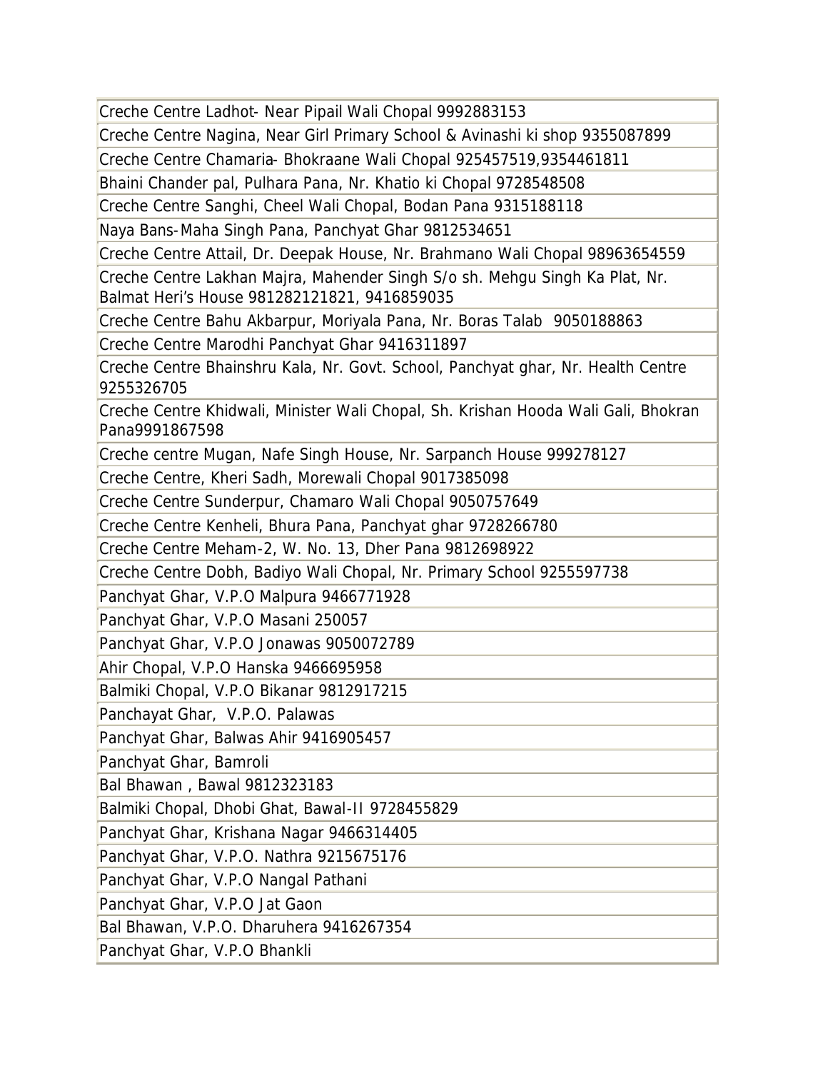| Creche Centre Ladhot- Near Pipail Wali Chopal 9992883153 |
|---|
| Creche Centre Nagina, Near Girl Primary School & Avinashi ki shop 9355087899 |
| Creche Centre Chamaria- Bhokraane Wali Chopal 925457519,9354461811 |
| Bhaini Chander pal, Pulhara Pana, Nr. Khatio ki Chopal 9728548508 |
| Creche Centre Sanghi, Cheel Wali Chopal, Bodan Pana 9315188118 |
| Naya Bans-Maha Singh Pana, Panchyat Ghar 9812534651 |
| Creche Centre Attail, Dr. Deepak House, Nr. Brahmano Wali Chopal 98963654559 |
| Creche Centre Lakhan Majra, Mahender Singh S/o sh. Mehgu Singh Ka Plat, Nr. Balmat Heri's House 981282121821, 9416859035 |
| Creche Centre Bahu Akbarpur, Moriyala Pana, Nr. Boras Talab 9050188863 |
| Creche Centre Marodhi Panchyat Ghar 9416311897 |
| Creche Centre Bhainshru Kala, Nr. Govt. School, Panchyat ghar, Nr. Health Centre 9255326705 |
| Creche Centre Khidwali, Minister Wali Chopal, Sh. Krishan Hooda Wali Gali, Bhokran Pana9991867598 |
| Creche centre Mugan, Nafe Singh House, Nr. Sarpanch House 999278127 |
| Creche Centre, Kheri Sadh, Morewali Chopal 9017385098 |
| Creche Centre Sunderpur, Chamaro Wali Chopal 9050757649 |
| Creche Centre Kenheli, Bhura Pana, Panchyat ghar 9728266780 |
| Creche Centre Meham-2, W. No. 13, Dher Pana 9812698922 |
| Creche Centre Dobh, Badiyo Wali Chopal, Nr. Primary School 9255597738 |
| Panchyat Ghar, V.P.O Malpura 9466771928 |
| Panchyat Ghar, V.P.O Masani 250057 |
| Panchyat Ghar, V.P.O Jonawas 9050072789 |
| Ahir Chopal, V.P.O Hanska 9466695958 |
| Balmiki Chopal, V.P.O Bikanar 9812917215 |
| Panchayat Ghar, V.P.O. Palawas |
| Panchyat Ghar, Balwas Ahir 9416905457 |
| Panchyat Ghar, Bamroli |
| Bal Bhawan , Bawal 9812323183 |
| Balmiki Chopal, Dhobi Ghat, Bawal-II 9728455829 |
| Panchyat Ghar, Krishana Nagar 9466314405 |
| Panchyat Ghar, V.P.O. Nathra 9215675176 |
| Panchyat Ghar, V.P.O Nangal Pathani |
| Panchyat Ghar, V.P.O Jat Gaon |
| Bal Bhawan, V.P.O. Dharuhera 9416267354 |
| Panchyat Ghar, V.P.O Bhankli |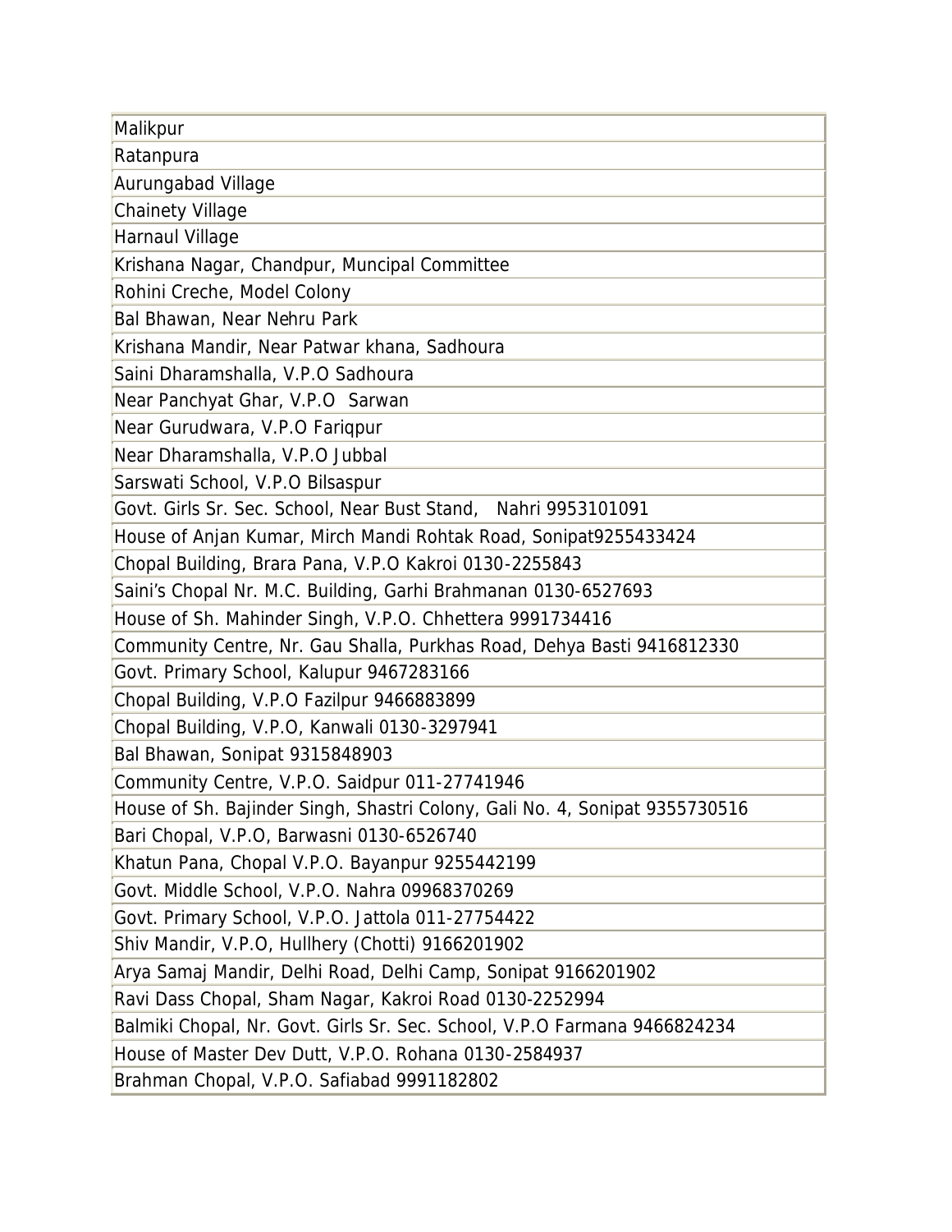| Malikpur |
| --- |
| Ratanpura |
| Aurungabad Village |
| Chainety Village |
| Harnaul Village |
| Krishana Nagar, Chandpur, Muncipal Committee |
| Rohini Creche, Model Colony |
| Bal Bhawan, Near Nehru Park |
| Krishana Mandir, Near Patwar khana, Sadhoura |
| Saini Dharamshalla, V.P.O Sadhoura |
| Near Panchyat Ghar, V.P.O Sarwan |
| Near Gurudwara, V.P.O Fariqpur |
| Near Dharamshalla, V.P.O Jubbal |
| Sarswati School, V.P.O Bilsaspur |
| Govt. Girls Sr. Sec. School, Near Bust Stand, Nahri 9953101091 |
| House of Anjan Kumar, Mirch Mandi Rohtak Road, Sonipat9255433424 |
| Chopal Building, Brara Pana, V.P.O Kakroi 0130-2255843 |
| Saini's Chopal Nr. M.C. Building, Garhi Brahmanan 0130-6527693 |
| House of Sh. Mahinder Singh, V.P.O. Chhettera 9991734416 |
| Community Centre, Nr. Gau Shalla, Purkhas Road, Dehya Basti 9416812330 |
| Govt. Primary School, Kalupur 9467283166 |
| Chopal Building, V.P.O Fazilpur 9466883899 |
| Chopal Building, V.P.O, Kanwali 0130-3297941 |
| Bal Bhawan, Sonipat 9315848903 |
| Community Centre, V.P.O. Saidpur 011-27741946 |
| House of Sh. Bajinder Singh, Shastri Colony, Gali No. 4, Sonipat 9355730516 |
| Bari Chopal, V.P.O, Barwasni 0130-6526740 |
| Khatun Pana, Chopal V.P.O. Bayanpur 9255442199 |
| Govt. Middle School, V.P.O. Nahra 09968370269 |
| Govt. Primary School, V.P.O. Jattola 011-27754422 |
| Shiv Mandir, V.P.O, Hullhery (Chotti) 9166201902 |
| Arya Samaj Mandir, Delhi Road, Delhi Camp, Sonipat 9166201902 |
| Ravi Dass Chopal, Sham Nagar, Kakroi Road 0130-2252994 |
| Balmiki Chopal, Nr. Govt. Girls Sr. Sec. School, V.P.O Farmana 9466824234 |
| House of Master Dev Dutt, V.P.O. Rohana 0130-2584937 |
| Brahman Chopal, V.P.O. Safiabad 9991182802 |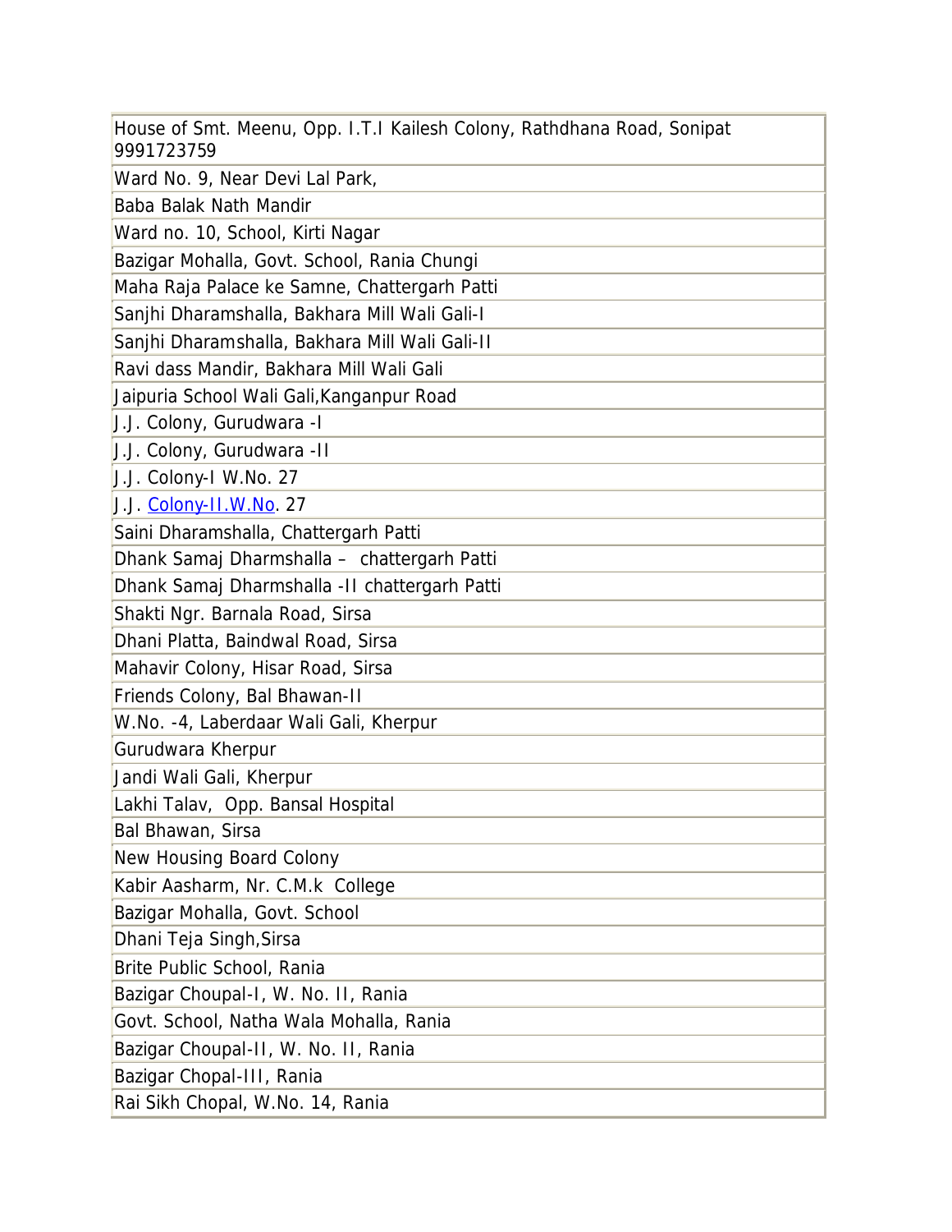| House of Smt. Meenu, Opp. I.T.I Kailesh Colony, Rathdhana Road, Sonipat 9991723759 |
| --- |
| Ward No. 9, Near Devi Lal Park, |
| Baba Balak Nath Mandir |
| Ward no. 10, School, Kirti Nagar |
| Bazigar Mohalla, Govt. School, Rania Chungi |
| Maha Raja Palace ke Samne, Chattergarh Patti |
| Sanjhi Dharamshalla, Bakhara Mill Wali Gali-I |
| Sanjhi Dharamshalla, Bakhara Mill Wali Gali-II |
| Ravi dass Mandir, Bakhara Mill Wali Gali |
| Jaipuria School Wali Gali,Kanganpur Road |
| J.J. Colony, Gurudwara -I |
| J.J. Colony, Gurudwara -II |
| J.J. Colony-I W.No. 27 |
| J.J. Colony-II.W.No. 27 |
| Saini Dharamshalla, Chattergarh Patti |
| Dhank Samaj Dharmshalla – chattergarh Patti |
| Dhank Samaj Dharmshalla -II chattergarh Patti |
| Shakti Ngr. Barnala Road, Sirsa |
| Dhani Platta, Baindwal Road, Sirsa |
| Mahavir Colony, Hisar Road, Sirsa |
| Friends Colony, Bal Bhawan-II |
| W.No. -4, Laberdaar Wali Gali, Kherpur |
| Gurudwara Kherpur |
| Jandi Wali Gali, Kherpur |
| Lakhi Talav, Opp. Bansal Hospital |
| Bal Bhawan, Sirsa |
| New Housing Board Colony |
| Kabir Aasharm, Nr. C.M.k College |
| Bazigar Mohalla, Govt. School |
| Dhani Teja Singh,Sirsa |
| Brite Public School, Rania |
| Bazigar Choupal-I, W. No. II, Rania |
| Govt. School, Natha Wala Mohalla, Rania |
| Bazigar Choupal-II, W. No. II, Rania |
| Bazigar Chopal-III, Rania |
| Rai Sikh Chopal, W.No. 14, Rania |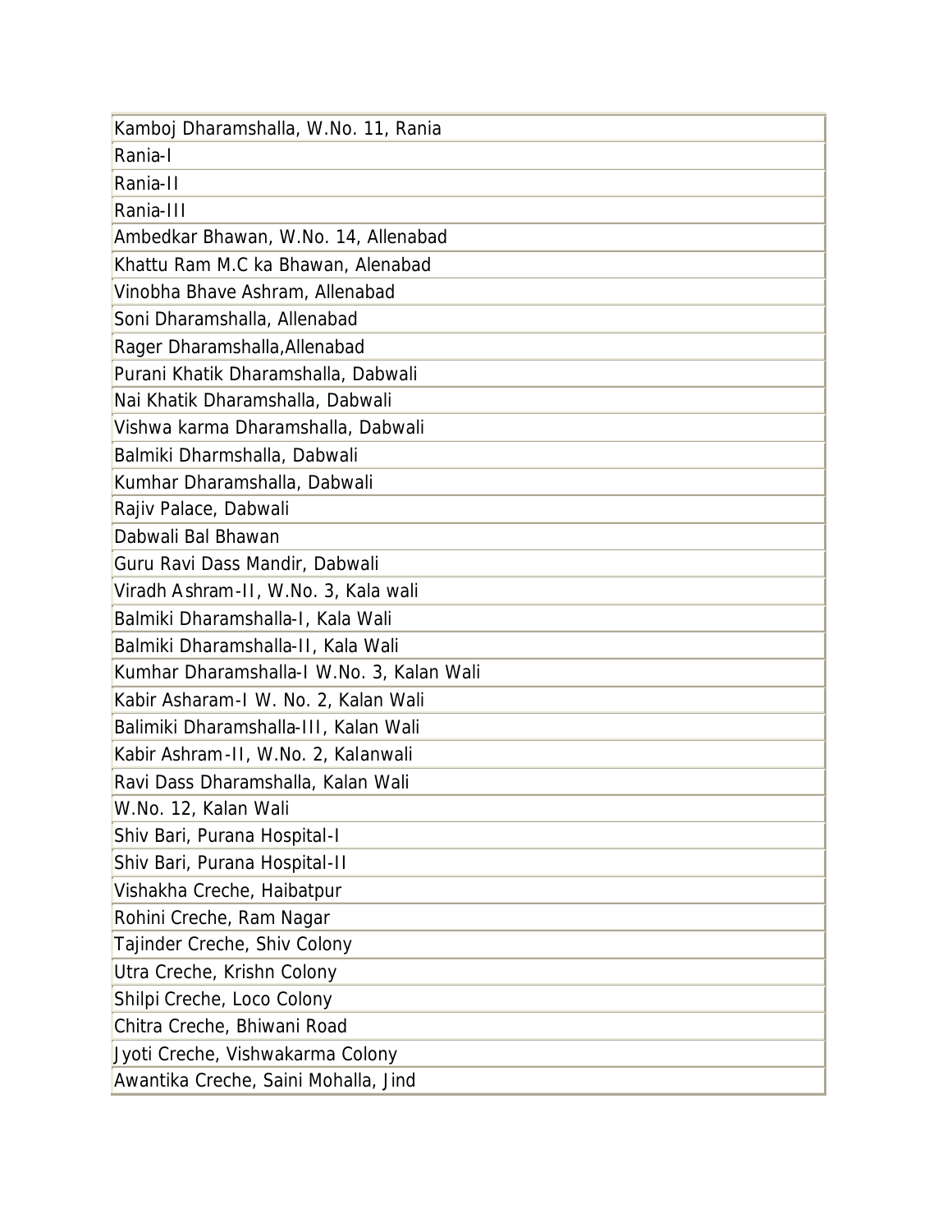| Kamboj Dharamshalla, W.No. 11, Rania |
|---|
| Rania-I |
| Rania-II |
| Rania-III |
| Ambedkar Bhawan, W.No. 14, Allenabad |
| Khattu Ram M.C ka Bhawan, Alenabad |
| Vinobha Bhave Ashram, Allenabad |
| Soni Dharamshalla, Allenabad |
| Rager Dharamshalla,Allenabad |
| Purani Khatik Dharamshalla, Dabwali |
| Nai Khatik Dharamshalla, Dabwali |
| Vishwa karma Dharamshalla, Dabwali |
| Balmiki Dharmshalla, Dabwali |
| Kumhar Dharamshalla, Dabwali |
| Rajiv Palace, Dabwali |
| Dabwali Bal Bhawan |
| Guru Ravi Dass Mandir, Dabwali |
| Viradh Ashram-II, W.No. 3, Kala wali |
| Balmiki Dharamshalla-I, Kala Wali |
| Balmiki Dharamshalla-II, Kala Wali |
| Kumhar Dharamshalla-I W.No. 3, Kalan Wali |
| Kabir Asharam-I W. No. 2, Kalan Wali |
| Balimiki Dharamshalla-III, Kalan Wali |
| Kabir Ashram-II, W.No. 2, Kalanwali |
| Ravi Dass Dharamshalla, Kalan Wali |
| W.No. 12, Kalan Wali |
| Shiv Bari, Purana Hospital-I |
| Shiv Bari, Purana Hospital-II |
| Vishakha Creche, Haibatpur |
| Rohini Creche, Ram Nagar |
| Tajinder Creche, Shiv Colony |
| Utra Creche, Krishn Colony |
| Shilpi Creche, Loco Colony |
| Chitra Creche, Bhiwani Road |
| Jyoti Creche, Vishwakarma Colony |
| Awantika Creche, Saini Mohalla, Jind |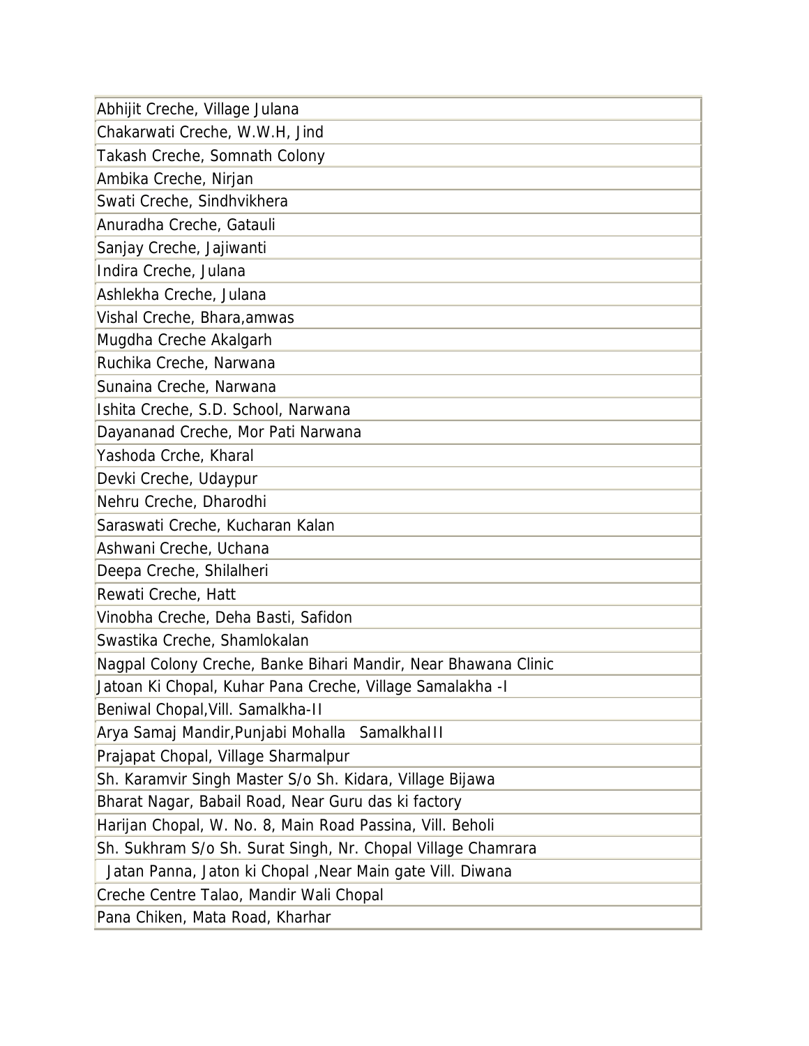| Abhijit Creche, Village Julana |
|---|
| Chakarwati Creche, W.W.H, Jind |
| Takash Creche, Somnath Colony |
| Ambika Creche, Nirjan |
| Swati Creche, Sindhvikhera |
| Anuradha Creche, Gatauli |
| Sanjay Creche, Jajiwanti |
| Indira Creche, Julana |
| Ashlekha Creche, Julana |
| Vishal Creche, Bhara,amwas |
| Mugdha Creche Akalgarh |
| Ruchika Creche, Narwana |
| Sunaina Creche, Narwana |
| Ishita Creche, S.D. School, Narwana |
| Dayananad Creche, Mor Pati Narwana |
| Yashoda Crche, Kharal |
| Devki Creche, Udaypur |
| Nehru Creche, Dharodhi |
| Saraswati Creche, Kucharan Kalan |
| Ashwani Creche, Uchana |
| Deepa Creche, Shilalheri |
| Rewati Creche, Hatt |
| Vinobha Creche, Deha Basti, Safidon |
| Swastika Creche, Shamlokalan |
| Nagpal Colony Creche, Banke Bihari Mandir, Near Bhawana Clinic |
| Jatoan Ki Chopal, Kuhar Pana Creche, Village Samalakha -I |
| Beniwal Chopal,Vill. Samalkha-II |
| Arya Samaj Mandir,Punjabi Mohalla SamalkhaIII |
| Prajapat Chopal, Village Sharmalpur |
| Sh. Karamvir Singh Master S/o Sh. Kidara, Village Bijawa |
| Bharat Nagar, Babail Road, Near Guru das ki factory |
| Harijan Chopal, W. No. 8, Main Road Passina, Vill. Beholi |
| Sh. Sukhram S/o Sh. Surat Singh, Nr. Chopal Village Chamrara |
| Jatan Panna, Jaton ki Chopal ,Near Main gate Vill. Diwana |
| Creche Centre Talao, Mandir Wali Chopal |
| Pana Chiken, Mata Road, Kharhar |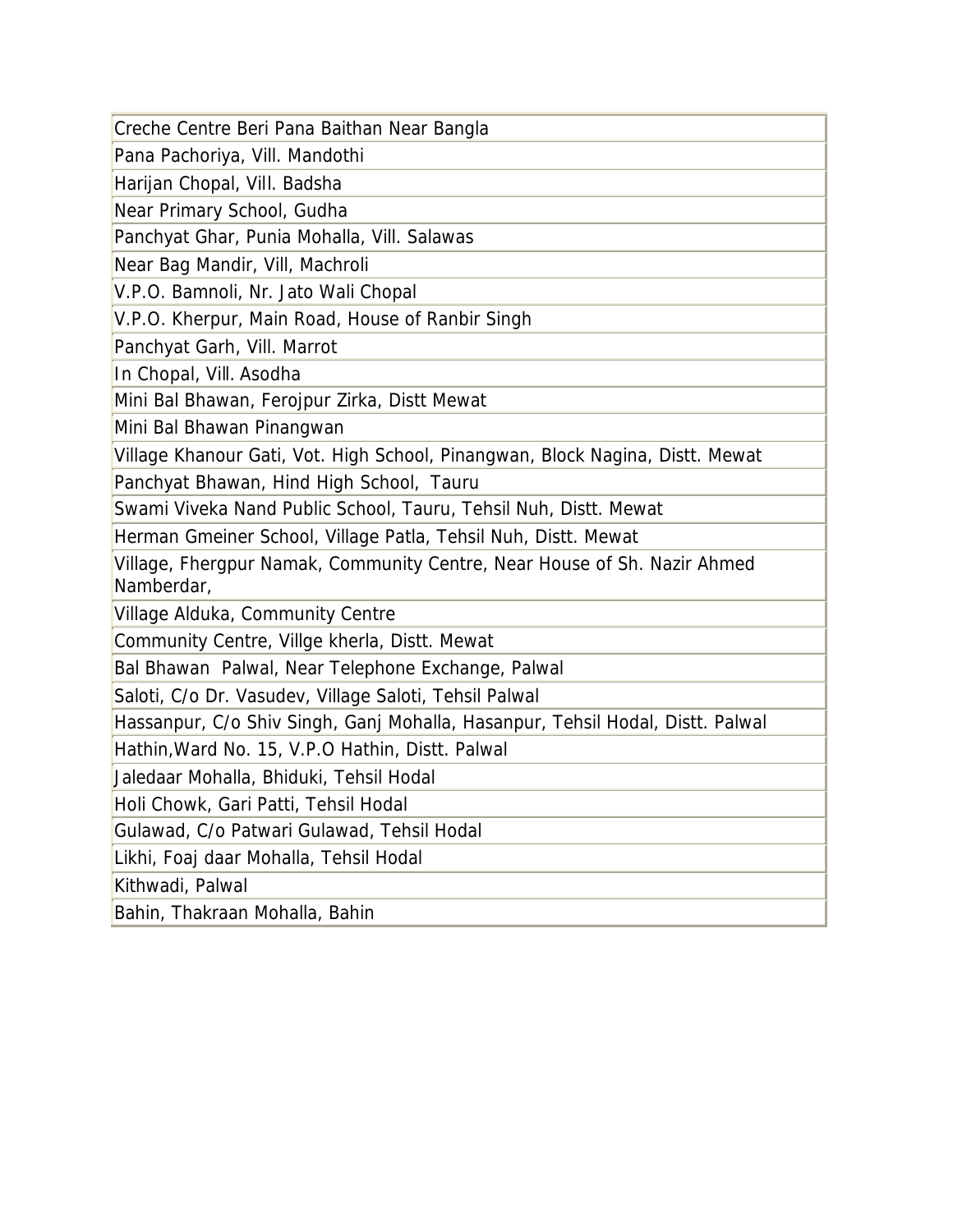| |
|---|
| Creche Centre Beri Pana Baithan Near Bangla |
| Pana Pachoriya, Vill. Mandothi |
| Harijan Chopal, Vill. Badsha |
| Near Primary School, Gudha |
| Panchyat Ghar, Punia Mohalla, Vill. Salawas |
| Near Bag Mandir, Vill, Machroli |
| V.P.O. Bamnoli, Nr. Jato Wali Chopal |
| V.P.O. Kherpur, Main Road, House of Ranbir Singh |
| Panchyat Garh, Vill. Marrot |
| In Chopal, Vill. Asodha |
| Mini Bal Bhawan, Ferojpur Zirka, Distt Mewat |
| Mini Bal Bhawan Pinangwan |
| Village Khanour Gati, Vot. High School, Pinangwan, Block Nagina, Distt. Mewat |
| Panchyat Bhawan, Hind High School, Tauru |
| Swami Viveka Nand Public School, Tauru, Tehsil Nuh, Distt. Mewat |
| Herman Gmeiner School, Village Patla, Tehsil Nuh, Distt. Mewat |
| Village, Fhergpur Namak, Community Centre, Near House of Sh. Nazir Ahmed Namberdar, |
| Village Alduka, Community Centre |
| Community Centre, Villge kherla, Distt. Mewat |
| Bal Bhawan Palwal, Near Telephone Exchange, Palwal |
| Saloti, C/o Dr. Vasudev, Village Saloti, Tehsil Palwal |
| Hassanpur, C/o Shiv Singh, Ganj Mohalla, Hasanpur, Tehsil Hodal, Distt. Palwal |
| Hathin,Ward No. 15, V.P.O Hathin, Distt. Palwal |
| Jaledaar Mohalla, Bhiduki, Tehsil Hodal |
| Holi Chowk, Gari Patti, Tehsil Hodal |
| Gulawad, C/o Patwari Gulawad, Tehsil Hodal |
| Likhi, Foaj daar Mohalla, Tehsil Hodal |
| Kithwadi, Palwal |
| Bahin, Thakraan Mohalla, Bahin |